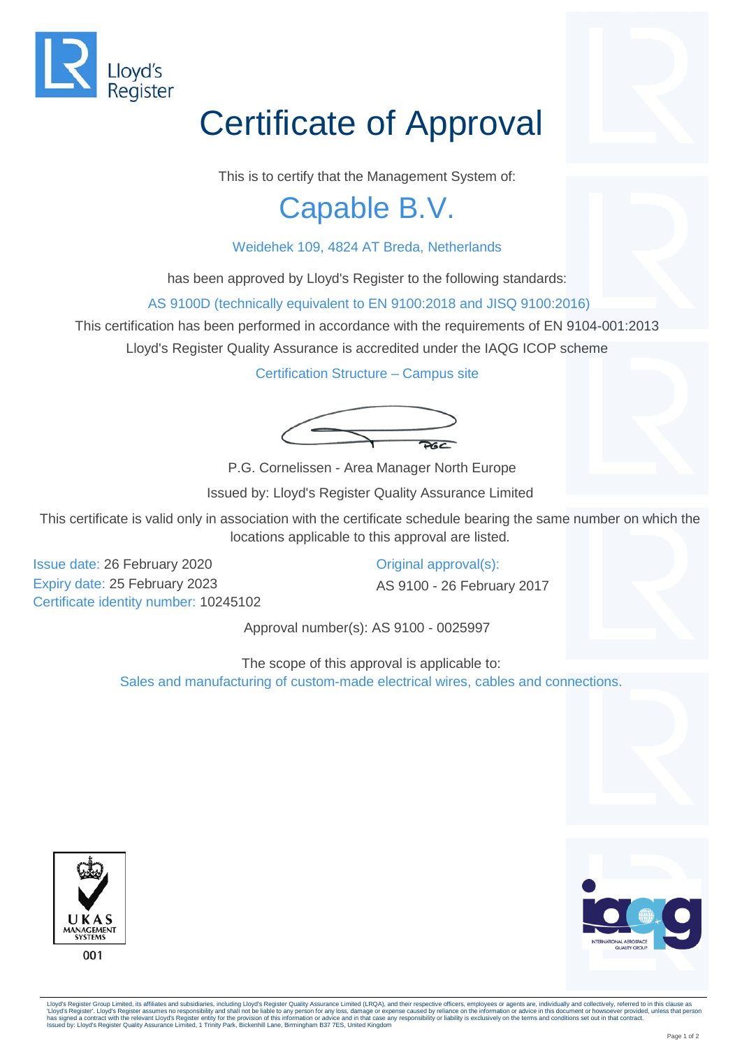Lloyd's Register

# Certificate of Approval

This is to certify that the Management System of:

## Capable B.V.

Weidehek 109, 4824 AT Breda, Netherlands

has been approved by Lloyd's Register to the following standards:

AS 9100D (technically equivalent to EN 9100:2018 and JISQ 9100:2016)

This certification has been performed in accordance with the requirements of EN 9104-001:2013

Lloyd's Register Quality Assurance is accredited under the IAQG ICOP scheme

Certification Structure – Campus site

P.G. Cornelissen - Area Manager North Europe

Issued by: Lloyd's Register Quality Assurance Limited

This certificate is valid only in association with the certificate schedule bearing the same number on which the locations applicable to this approval are listed.

Issue date: 26 February 2020
Expiry date: 25 February 2023
Certificate identity number: 10245102

Original approval(s):
AS 9100 - 26 February 2017

Approval number(s): AS 9100 - 0025997

The scope of this approval is applicable to:
Sales and manufacturing of custom-made electrical wires, cables and connections.

UKAS MANAGEMENT SYSTEMS
001

INTERNATIONAL AEROSPACE QUALITY GROUP

Lloyd's Register Group Limited, its affiliates and subsidiaries, including Lloyd's Register Quality Assurance Limited (LRQA), and their respective officers, employees or agents are, individually and collectively, referred to in this clause as 'Lloyd's Register'. Lloyd's Register assumes no responsibility and shall not be liable to any person for any loss, damage or expense caused by reliance on the information or advice in this document or howsoever provided, unless that person has signed a contract with the relevant Lloyd's Register entity for the provision of this information or advice and in that case any responsibility or liability is exclusively on the terms and conditions set out in that contract.
Issued by: Lloyd's Register Quality Assurance Limited, 1 Trinity Park, Bickenhill Lane, Birmingham B37 7ES, United Kingdom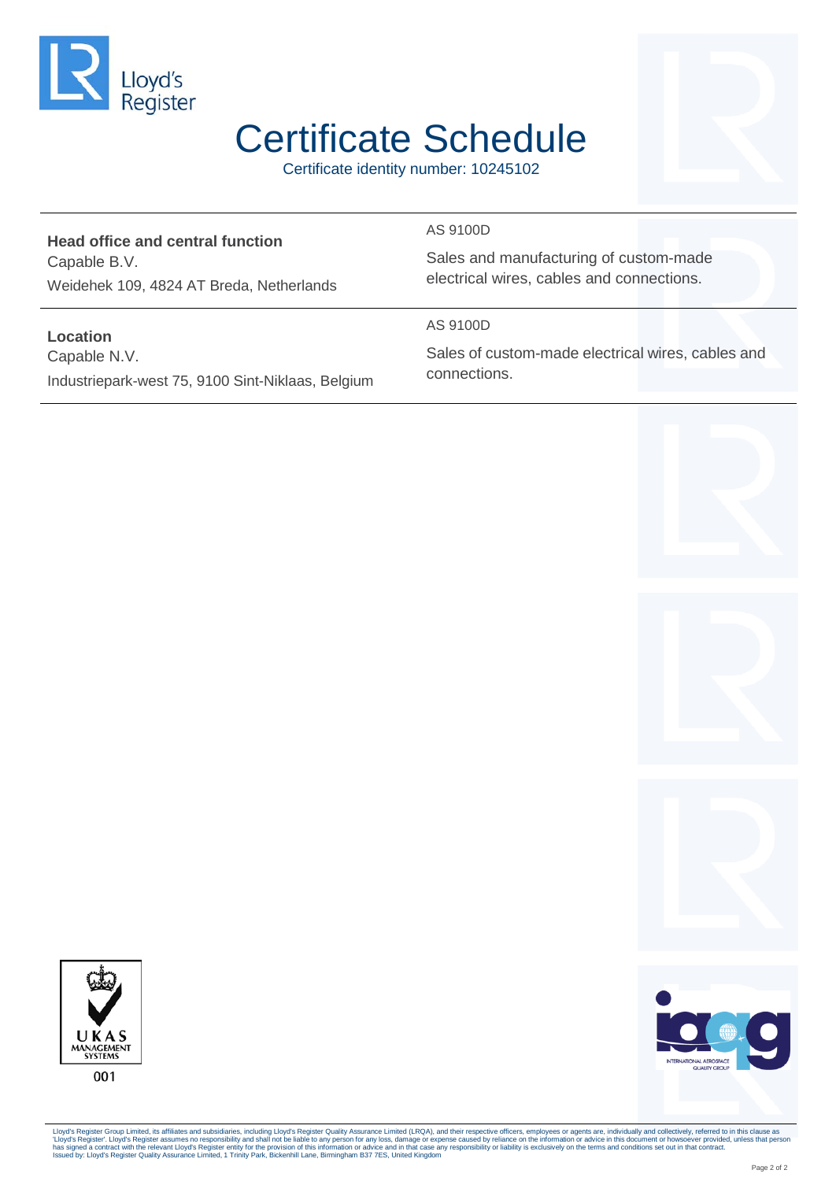# Certificate Schedule

Certificate identity number: 10245102

| | |
|---|---|
| **Head office and central function**<br>Capable B.V.<br>Weidehek 109, 4824 AT Breda, Netherlands | AS 9100D<br>Sales and manufacturing of custom-made electrical wires, cables and connections. |
| **Location**<br>Capable N.V.<br>Industriepark-west 75, 9100 Sint-Niklaas, Belgium | AS 9100D<br>Sales of custom-made electrical wires, cables and connections. |

UKAS MANAGEMENT SYSTEMS
001

INTERNATIONAL AEROSPACE QUALITY GROUP

Lloyd's Register Group Limited, its affiliates and subsidiaries, including Lloyd's Register Quality Assurance Limited (LRQA), and their respective officers, employees or agents are, individually and collectively, referred to in this clause as 'Lloyd's Register'. Lloyd's Register assumes no responsibility and shall not be liable to any person for any loss, damage or expense caused by reliance on the information or advice in this document or howsoever provided, unless that person has signed a contract with the relevant Lloyd's Register entity for the provision of this information or advice and in that case any responsibility or liability is exclusively on the terms and conditions set out in that contract.
Issued by: Lloyd's Register Quality Assurance Limited, 1 Trinity Park, Bickenhill Lane, Birmingham B37 7ES, United Kingdom